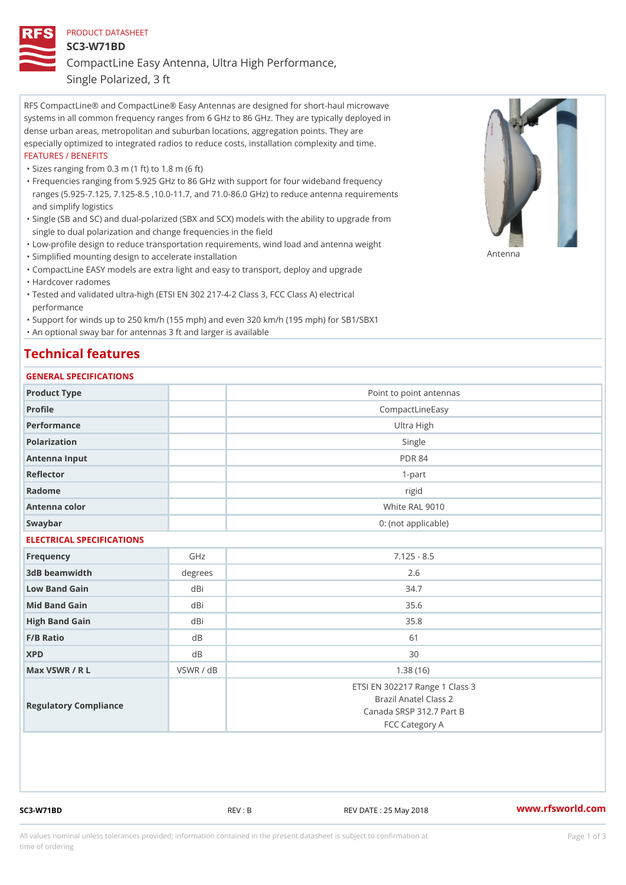PRODUCT DATASHEET

# SC3-W71BD

## CompactLine Easy Antenna, Ultra High Performance, Single Polarized, 3 ft

RFS CompactLine® and CompactLine® Easy Antennas are designed for short-haul microwave systems in all common frequency ranges from 6 GHz to 86 GHz. They are typically deployed in dense urban areas, metropolitan and suburban locations, aggregation points. They are especially optimized to integrated radios to reduce costs, installation complexity and time.

FEATURES / BENEFITS

- Sizes ranging from 0.3 m (1 ft) to 1.8 m (6 ft)
- Frequencies ranging from 5.925 GHz to 86 GHz with support for four wideband frequency ranges (5.925-7.125, 7.125-8.5 ,10.0-11.7, and 71.0-86.0 GHz) to reduce antenna requirements and simplify logistics
- Single (SB and SC) and dual-polarized (SBX and SCX) models with the ability to upgrade from single to dual polarization and change frequencies in the field
- Low-profile design to reduce transportation requirements, wind load and antenna weight
- Simplified mounting design to accelerate installation
- CompactLine EASY models are extra light and easy to transport, deploy and upgrade
- Hardcover radomes
- Tested and validated ultra-high (ETSI EN 302 217-4-2 Class 3, FCC Class A) electrical performance
- Support for winds up to 250 km/h (155 mph) and even 320 km/h (195 mph) for SB1/SBX1
- An optional sway bar for antennas 3 ft and larger is available

Antenna

# Technical features

GENERAL SPECIFICATIONS

| | | |
|---|---|---|
| Product Type | | Point to point antennas |
| Profile | | CompactLineEasy |
| Performance | | Ultra High |
| Polarization | | Single |
| Antenna Input | | PDR 84 |
| Reflector | | 1-part |
| Radome | | rigid |
| Antenna color | | White RAL 9010 |
| Swaybar | | 0: (not applicable) |

ELECTRICAL SPECIFICATIONS

| | | |
|---|---|---|
| Frequency | GHz | 7.125 - 8.5 |
| 3dB beamwidth | degrees | 2.6 |
| Low Band Gain | dBi | 34.7 |
| Mid Band Gain | dBi | 35.6 |
| High Band Gain | dBi | 35.8 |
| F/B Ratio | dB | 61 |
| XPD | dB | 30 |
| Max VSWR / R L | VSWR / dB | 1.38 (16) |
| Regulatory Compliance | | ETSI EN 302217 Range 1 Class 3<br>Brazil Anatel Class 2<br>Canada SRSP 312.7 Part B<br>FCC Category A |

SC3-W71BD REV : B REV DATE : 25 May 2018 www.rfsworld.com

All values nominal unless tolerances provided; information contained in the present datasheet is subject to confirmation at time of ordering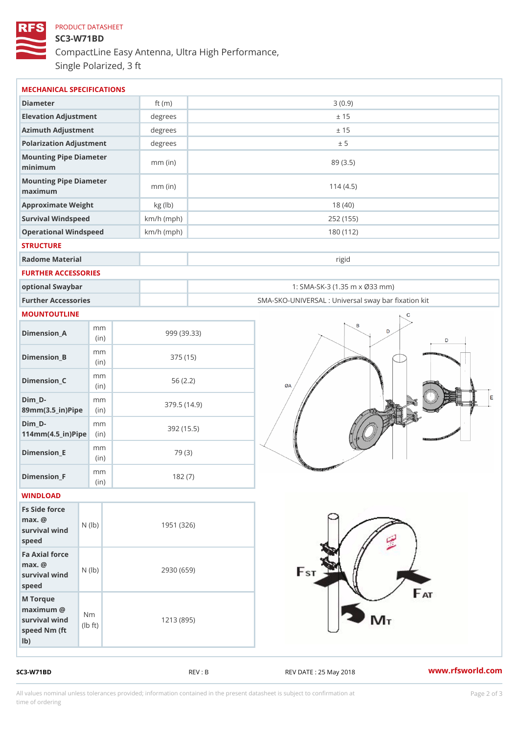PRODUCT DATASHEET

# SC3-W71BD

CompactLine Easy Antenna, Ultra High Performance, Single Polarized, 3 ft

## MECHANICAL SPECIFICATIONS

| Parameter | Unit | Value |
|---|---|---|
| Diameter | ft (m) | 3 (0.9) |
| Elevation Adjustment | degrees | ± 15 |
| Azimuth Adjustment | degrees | ± 15 |
| Polarization Adjustment | degrees | ± 5 |
| Mounting Pipe Diameter minimum | mm (in) | 89 (3.5) |
| Mounting Pipe Diameter maximum | mm (in) | 114 (4.5) |
| Approximate Weight | kg (lb) | 18 (40) |
| Survival Windspeed | km/h (mph) | 252 (155) |
| Operational Windspeed | km/h (mph) | 180 (112) |

## STRUCTURE

| Parameter | Unit | Value |
|---|---|---|
| Radome Material | | rigid |

## FURTHER ACCESSORIES

| Parameter | Unit | Value |
|---|---|---|
| optional Swaybar | | 1: SMA-SK-3 (1.35 m x Ø33 mm) |
| Further Accessories | | SMA-SKO-UNIVERSAL : Universal sway bar fixation kit |

## MOUNTOUTLINE

| Dimension | Unit | Value |
|---|---|---|
| Dimension_A | mm (in) | 999 (39.33) |
| Dimension_B | mm (in) | 375 (15) |
| Dimension_C | mm (in) | 56 (2.2) |
| Dim_D-89mm(3.5_in)Pipe | mm (in) | 379.5 (14.9) |
| Dim_D-114mm(4.5_in)Pipe | mm (in) | 392 (15.5) |
| Dimension_E | mm (in) | 79 (3) |
| Dimension_F | mm (in) | 182 (7) |

## WINDLOAD

| Parameter | Unit | Value |
|---|---|---|
| Fs Side force max. @ survival wind speed | N (lb) | 1951 (326) |
| Fa Axial force max. @ survival wind speed | N (lb) | 2930 (659) |
| M Torque maximum @ survival wind speed Nm (ft lb) | Nm (lb ft) | 1213 (895) |

SC3-W71BD REV : B REV DATE : 25 May 2018 www.rfsworld.com

All values nominal unless tolerances provided; information contained in the present datasheet is subject to confirmation at time of ordering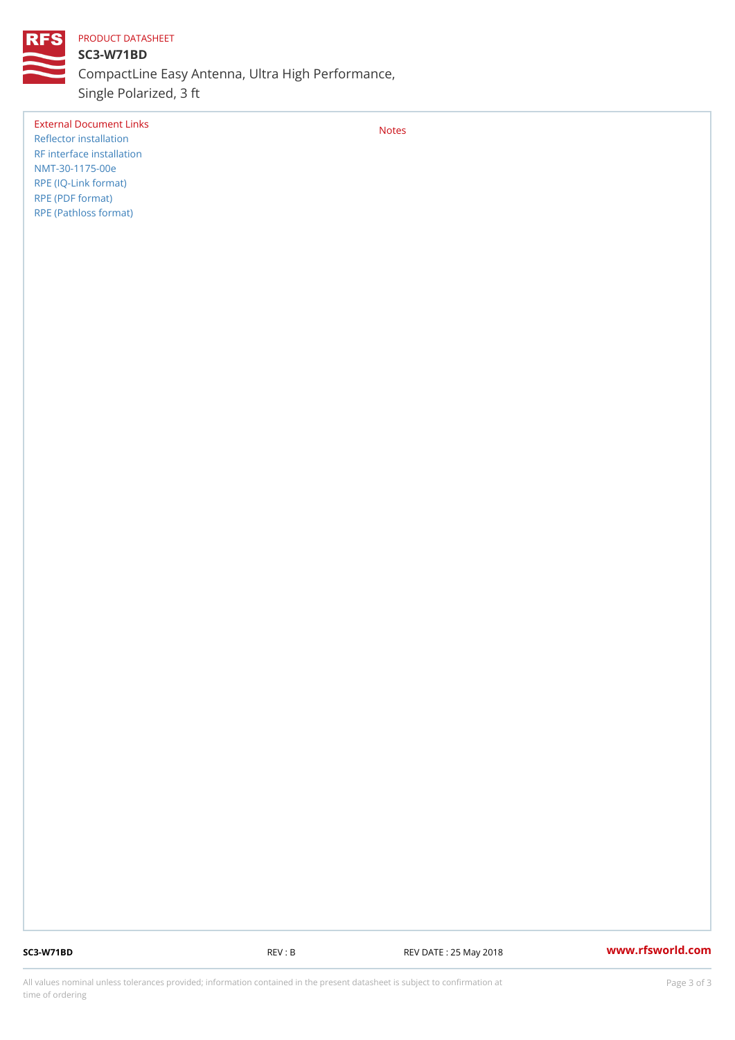PRODUCT DATASHEET

# SC3-W71BD

## CompactLine Easy Antenna, Ultra High Performance, Single Polarized, 3 ft

### External Document Links

- Reflector installation
- RF interface installation
- NMT-30-1175-00e
- RPE (IQ-Link format)
- RPE (PDF format)
- RPE (Pathloss format)

### Notes

SC3-W71BD | REV : B | REV DATE : 25 May 2018 | www.rfsworld.com

All values nominal unless tolerances provided; information contained in the present datasheet is subject to confirmation at time of ordering